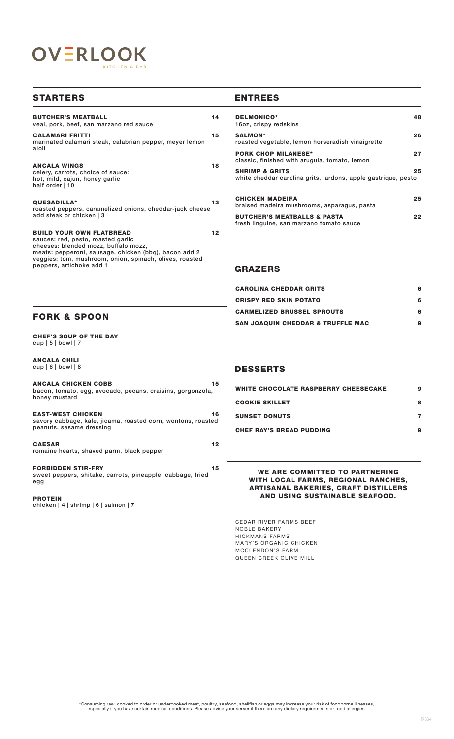# OVERLOOK
KITCHEN & BAR

## STARTERS

**BUTCHER'S MEATBALL** 14
veal, pork, beef, san marzano red sauce

**CALAMARI FRITTI** 15
marinated calamari steak, calabrian pepper, meyer lemon aioli

**ANCALA WINGS** 18
celery, carrots, choice of sauce:
hot, mild, cajun, honey garlic
half order | 10

**QUESADILLA*** 13
roasted peppers, caramelized onions, cheddar-jack cheese
add steak or chicken | 3

**BUILD YOUR OWN FLATBREAD** 12
sauces: red, pesto, roasted garlic
cheeses: blended mozz, buffalo mozz,
meats: pepperoni, sausage, chicken (bbq), bacon add 2
veggies: tom, mushroom, onion, spinach, olives, roasted peppers, artichoke add 1

## FORK & SPOON

**CHEF'S SOUP OF THE DAY**
cup | 5 | bowl | 7

**ANCALA CHILI**
cup | 6 | bowl | 8

**ANCALA CHICKEN COBB** 15
bacon, tomato, egg, avocado, pecans, craisins, gorgonzola, honey mustard

**EAST-WEST CHICKEN** 16
savory cabbage, kale, jicama, roasted corn, wontons, roasted peanuts, sesame dressing

**CAESAR** 12
romaine hearts, shaved parm, black pepper

**FORBIDDEN STIR-FRY** 15
sweet peppers, shitake, carrots, pineapple, cabbage, fried egg

**PROTEIN**
chicken | 4 | shrimp | 6 | salmon | 7

## ENTREES

**DELMONICO*** 48
16oz, crispy redskins

**SALMON*** 26
roasted vegetable, lemon horseradish vinaigrette

**PORK CHOP MILANESE*** 27
classic, finished with arugula, tomato, lemon

**SHRIMP & GRITS** 25
white cheddar carolina grits, lardons, apple gastrique, pesto

**CHICKEN MADEIRA** 25
braised madeira mushrooms, asparagus, pasta

**BUTCHER'S MEATBALLS & PASTA** 22
fresh linguine, san marzano tomato sauce

## GRAZERS

**CAROLINA CHEDDAR GRITS** 6

**CRISPY RED SKIN POTATO** 6

**CARMELIZED BRUSSEL SPROUTS** 6

**SAN JOAQUIN CHEDDAR & TRUFFLE MAC** 9

## DESSERTS

**WHITE CHOCOLATE RASPBERRY CHEESECAKE** 9

**COOKIE SKILLET** 8

**SUNSET DONUTS** 7

**CHEF RAY'S BREAD PUDDING** 9

**WE ARE COMMITTED TO PARTNERING WITH LOCAL FARMS, REGIONAL RANCHES, ARTISANAL BAKERIES, CRAFT DISTILLERS AND USING SUSTAINABLE SEAFOOD.**

CEDAR RIVER FARMS BEEF
NOBLE BAKERY
HICKMANS FARMS
MARY'S ORGANIC CHICKEN
MCCLENDON'S FARM
QUEEN CREEK OLIVE MILL

*Consuming raw, cooked to order or undercooked meat, poultry, seafood, shellfish or eggs may increase your risk of foodborne illnesses, especially if you have certain medical conditions. Please advise your server if there are any dietary requirements or food allergies.

19534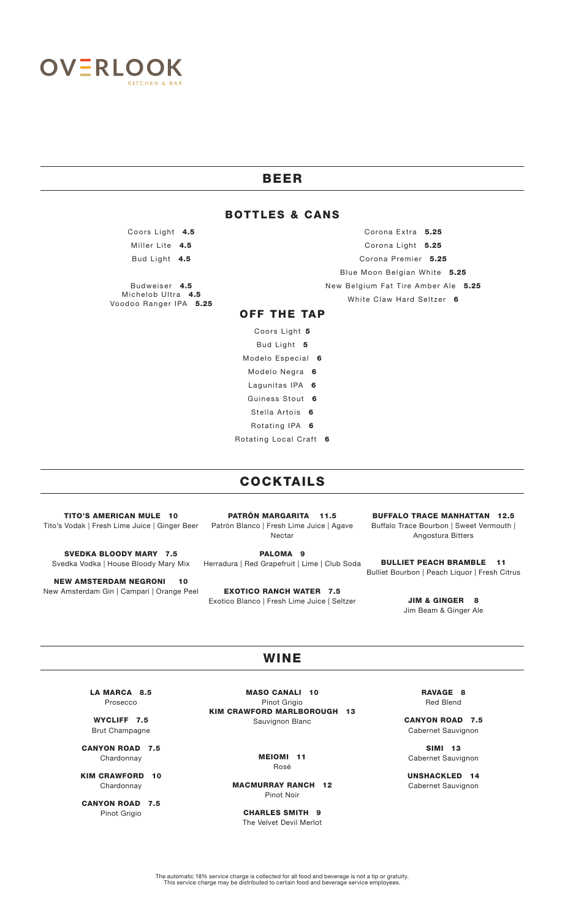# OVERLOOK

KITCHEN & BAR

## BEER

### BOTTLES & CANS

Coors Light **4.5**

Miller Lite **4.5**

Bud Light **4.5**

Budweiser **4.5**

Michelob Ultra **4.5**

Voodoo Ranger IPA **5.25**

Corona Extra **5.25**

Corona Light **5.25**

Corona Premier **5.25**

Blue Moon Belgian White **5.25**

New Belgium Fat Tire Amber Ale **5.25**

White Claw Hard Seltzer **6**

### OFF THE TAP

Coors Light **5**

Bud Light **5**

Modelo Especial **6**

Modelo Negra **6**

Lagunitas IPA **6**

Guiness Stout **6**

Stella Artois **6**

Rotating IPA **6**

Rotating Local Craft **6**

## COCKTAILS

**TITO'S AMERICAN MULE 10**
Tito's Vodak | Fresh Lime Juice | Ginger Beer

**SVEDKA BLOODY MARY 7.5**
Svedka Vodka | House Bloody Mary Mix

**NEW AMSTERDAM NEGRONI 10**
New Amsterdam Gin | Campari | Orange Peel

**PATRÓN MARGARITA 11.5**
Patrón Blanco | Fresh Lime Juice | Agave Nectar

**PALOMA 9**
Herradura | Red Grapefruit | Lime | Club Soda

**EXOTICO RANCH WATER 7.5**
Exotico Blanco | Fresh Lime Juice | Seltzer

**BUFFALO TRACE MANHATTAN 12.5**
Buffalo Trace Bourbon | Sweet Vermouth | Angostura Bitters

**BULLIET PEACH BRAMBLE 11**
Bulliet Bourbon | Peach Liquor | Fresh Citrus

**JIM & GINGER 8**
Jim Beam & Ginger Ale

## WINE

**LA MARCA 8.5**
Prosecco

**WYCLIFF 7.5**
Brut Champagne

**CANYON ROAD 7.5**
Chardonnay

**KIM CRAWFORD 10**
Chardonnay

**CANYON ROAD 7.5**
Pinot Grigio

**MASO CANALI 10**
Pinot Grigio

**KIM CRAWFORD MARLBOROUGH 13**
Sauvignon Blanc

**MEIOMI 11**
Rosé

**MACMURRAY RANCH 12**
Pinot Noir

**CHARLES SMITH 9**
The Velvet Devil Merlot

**RAVAGE 8**
Red Blend

**CANYON ROAD 7.5**
Cabernet Sauvignon

**SIMI 13**
Cabernet Sauvignon

**UNSHACKLED 14**
Cabernet Sauvignon

The automatic 18% service charge is collected for all food and beverage is not a tip or gratuity.
This service charge may be distributed to certain food and beverage service employees.